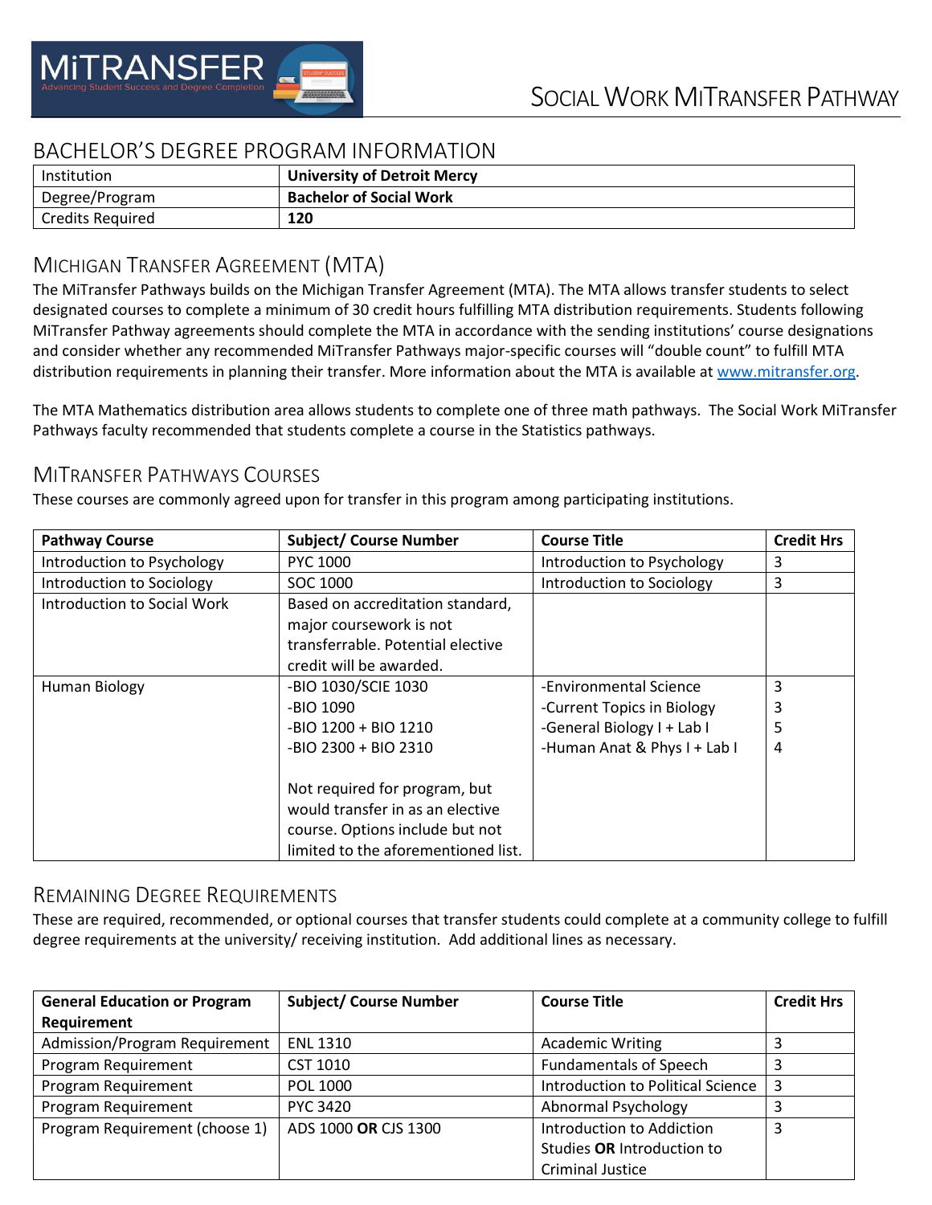# SOCIAL WORK MITRANSFER PATHWAY

## BACHELOR'S DEGREE PROGRAM INFORMATION

| Institution | **University of Detroit Mercy** |
|---|---|
| Degree/Program | **Bachelor of Social Work** |
| Credits Required | **120** |

## MICHIGAN TRANSFER AGREEMENT (MTA)

The MiTransfer Pathways builds on the Michigan Transfer Agreement (MTA). The MTA allows transfer students to select designated courses to complete a minimum of 30 credit hours fulfilling MTA distribution requirements. Students following MiTransfer Pathway agreements should complete the MTA in accordance with the sending institutions' course designations and consider whether any recommended MiTransfer Pathways major-specific courses will "double count" to fulfill MTA distribution requirements in planning their transfer. More information about the MTA is available at www.mitransfer.org.

The MTA Mathematics distribution area allows students to complete one of three math pathways. The Social Work MiTransfer Pathways faculty recommended that students complete a course in the Statistics pathways.

## MITRANSFER PATHWAYS COURSES

These courses are commonly agreed upon for transfer in this program among participating institutions.

| Pathway Course | Subject/ Course Number | Course Title | Credit Hrs |
|---|---|---|---|
| Introduction to Psychology | PYC 1000 | Introduction to Psychology | 3 |
| Introduction to Sociology | SOC 1000 | Introduction to Sociology | 3 |
| Introduction to Social Work | Based on accreditation standard, major coursework is not transferrable. Potential elective credit will be awarded. | | |
| Human Biology | -BIO 1030/SCIE 1030<br>-BIO 1090<br>-BIO 1200 + BIO 1210<br>-BIO 2300 + BIO 2310<br><br>Not required for program, but would transfer in as an elective course. Options include but not limited to the aforementioned list. | -Environmental Science<br>-Current Topics in Biology<br>-General Biology I + Lab I<br>-Human Anat & Phys I + Lab I | 3<br>3<br>5<br>4 |

## REMAINING DEGREE REQUIREMENTS

These are required, recommended, or optional courses that transfer students could complete at a community college to fulfill degree requirements at the university/ receiving institution. Add additional lines as necessary.

| General Education or Program Requirement | Subject/ Course Number | Course Title | Credit Hrs |
|---|---|---|---|
| Admission/Program Requirement | ENL 1310 | Academic Writing | 3 |
| Program Requirement | CST 1010 | Fundamentals of Speech | 3 |
| Program Requirement | POL 1000 | Introduction to Political Science | 3 |
| Program Requirement | PYC 3420 | Abnormal Psychology | 3 |
| Program Requirement (choose 1) | ADS 1000 **OR** CJS 1300 | Introduction to Addiction Studies **OR** Introduction to Criminal Justice | 3 |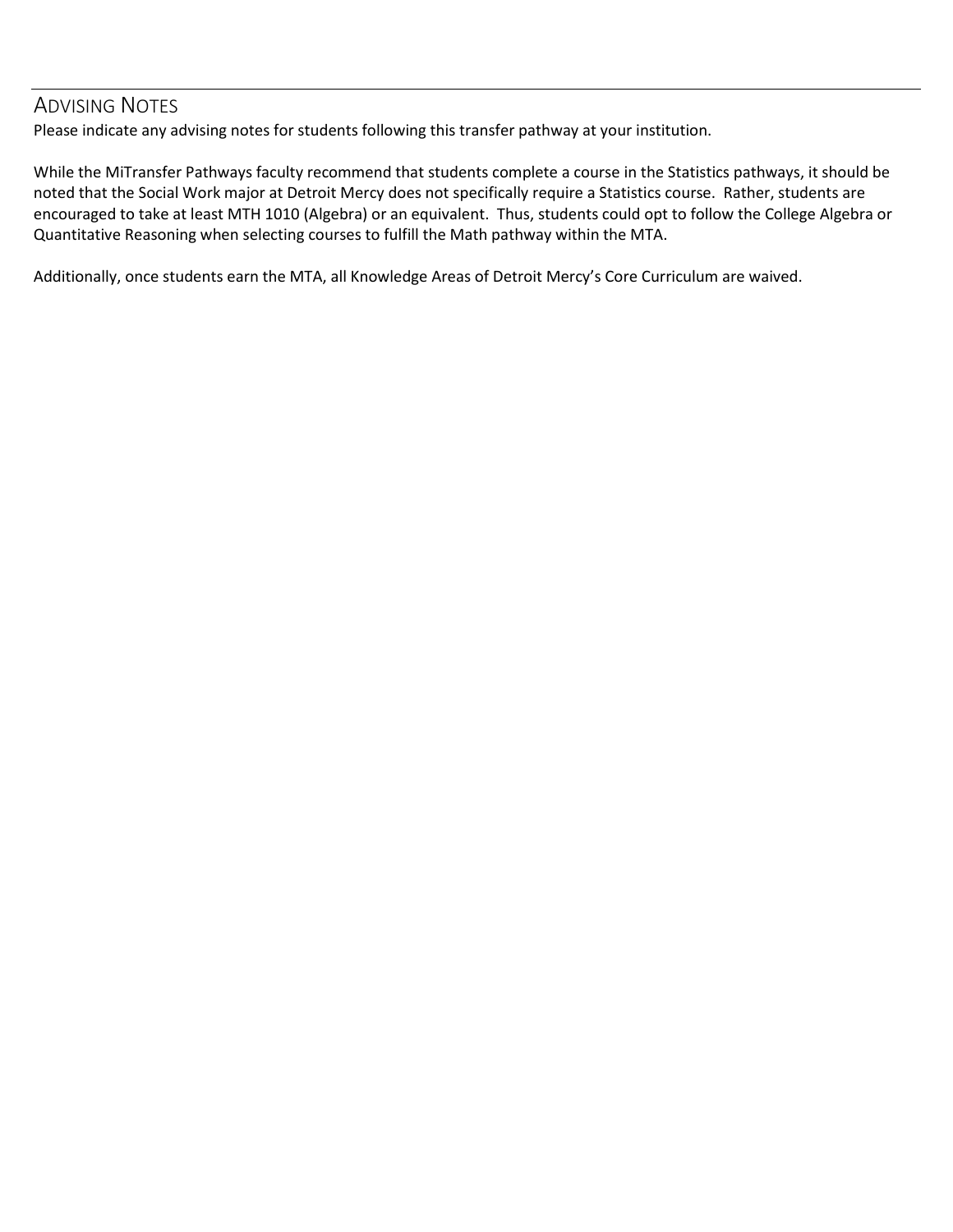## ADVISING NOTES

Please indicate any advising notes for students following this transfer pathway at your institution.

While the MiTransfer Pathways faculty recommend that students complete a course in the Statistics pathways, it should be noted that the Social Work major at Detroit Mercy does not specifically require a Statistics course. Rather, students are encouraged to take at least MTH 1010 (Algebra) or an equivalent. Thus, students could opt to follow the College Algebra or Quantitative Reasoning when selecting courses to fulfill the Math pathway within the MTA.

Additionally, once students earn the MTA, all Knowledge Areas of Detroit Mercy's Core Curriculum are waived.